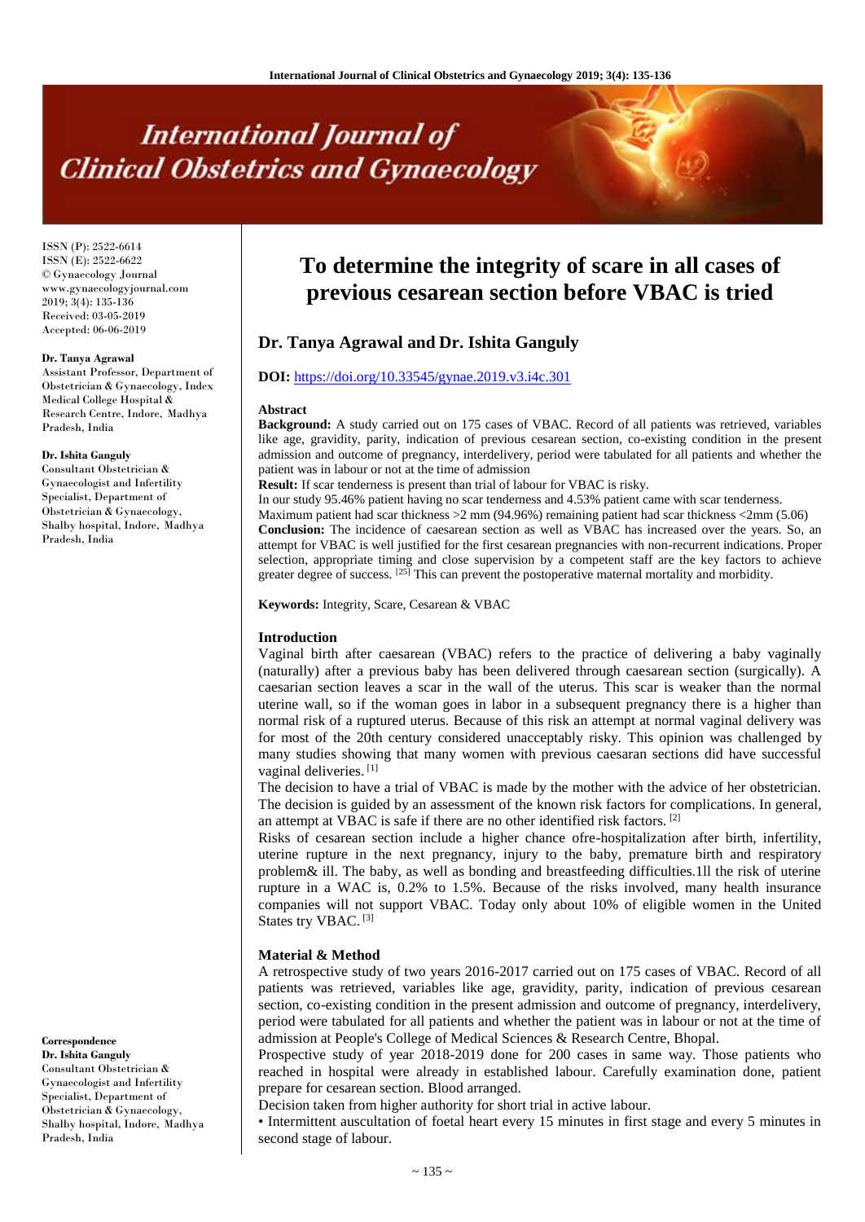# International Journal of Clinical Obstetrics and Gynaecology

ISSN (P): 2522-6614
ISSN (E): 2522-6622
© Gynaecology Journal
www.gynaecologyjournal.com
2019; 3(4): 135-136
Received: 03-05-2019
Accepted: 06-06-2019

**Dr. Tanya Agrawal**
Assistant Professor, Department of Obstetrician & Gynaecology, Index Medical College Hospital & Research Centre, Indore, Madhya Pradesh, India

**Dr. Ishita Ganguly**
Consultant Obstetrician & Gynaecologist and Infertility Specialist, Department of Obstetrician & Gynaecology, Shalby hospital, Indore, Madhya Pradesh, India

**Correspondence**
**Dr. Ishita Ganguly**
Consultant Obstetrician & Gynaecologist and Infertility Specialist, Department of Obstetrician & Gynaecology, Shalby hospital, Indore, Madhya Pradesh, India

# To determine the integrity of scare in all cases of previous cesarean section before VBAC is tried

## Dr. Tanya Agrawal and Dr. Ishita Ganguly

**DOI:** https://doi.org/10.33545/gynae.2019.v3.i4c.301

### Abstract

**Background:** A study carried out on 175 cases of VBAC. Record of all patients was retrieved, variables like age, gravidity, parity, indication of previous cesarean section, co-existing condition in the present admission and outcome of pregnancy, interdelivery, period were tabulated for all patients and whether the patient was in labour or not at the time of admission

**Result:** If scar tenderness is present than trial of labour for VBAC is risky.

In our study 95.46% patient having no scar tenderness and 4.53% patient came with scar tenderness.

Maximum patient had scar thickness >2 mm (94.96%) remaining patient had scar thickness <2mm (5.06)

**Conclusion:** The incidence of caesarean section as well as VBAC has increased over the years. So, an attempt for VBAC is well justified for the first cesarean pregnancies with non-recurrent indications. Proper selection, appropriate timing and close supervision by a competent staff are the key factors to achieve greater degree of success. [25] This can prevent the postoperative maternal mortality and morbidity.

**Keywords:** Integrity, Scare, Cesarean & VBAC

### Introduction

Vaginal birth after caesarean (VBAC) refers to the practice of delivering a baby vaginally (naturally) after a previous baby has been delivered through caesarean section (surgically). A caesarian section leaves a scar in the wall of the uterus. This scar is weaker than the normal uterine wall, so if the woman goes in labor in a subsequent pregnancy there is a higher than normal risk of a ruptured uterus. Because of this risk an attempt at normal vaginal delivery was for most of the 20th century considered unacceptably risky. This opinion was challenged by many studies showing that many women with previous caesaran sections did have successful vaginal deliveries. [1]

The decision to have a trial of VBAC is made by the mother with the advice of her obstetrician. The decision is guided by an assessment of the known risk factors for complications. In general, an attempt at VBAC is safe if there are no other identified risk factors. [2]

Risks of cesarean section include a higher chance ofre-hospitalization after birth, infertility, uterine rupture in the next pregnancy, injury to the baby, premature birth and respiratory problem& ill. The baby, as well as bonding and breastfeeding difficulties.1ll the risk of uterine rupture in a WAC is, 0.2% to 1.5%. Because of the risks involved, many health insurance companies will not support VBAC. Today only about 10% of eligible women in the United States try VBAC. [3]

### Material & Method

A retrospective study of two years 2016-2017 carried out on 175 cases of VBAC. Record of all patients was retrieved, variables like age, gravidity, parity, indication of previous cesarean section, co-existing condition in the present admission and outcome of pregnancy, interdelivery, period were tabulated for all patients and whether the patient was in labour or not at the time of admission at People's College of Medical Sciences & Research Centre, Bhopal.

Prospective study of year 2018-2019 done for 200 cases in same way. Those patients who reached in hospital were already in established labour. Carefully examination done, patient prepare for cesarean section. Blood arranged.

Decision taken from higher authority for short trial in active labour.

- Intermittent auscultation of foetal heart every 15 minutes in first stage and every 5 minutes in second stage of labour.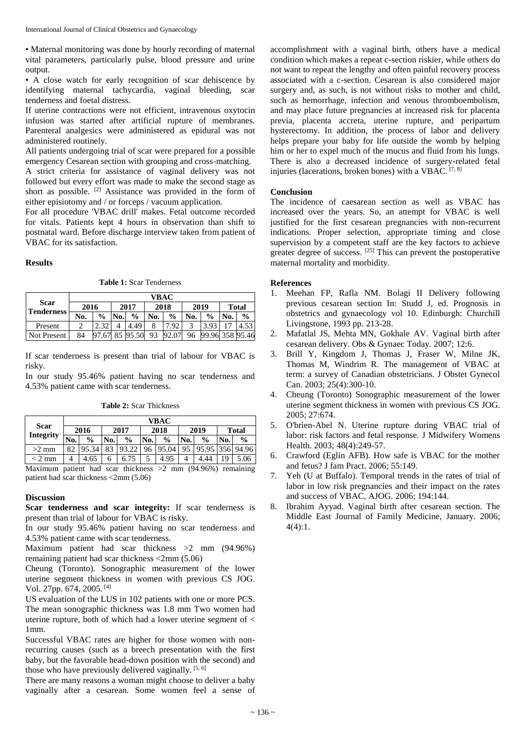• Maternal monitoring was done by hourly recording of maternal vital parameters, particularly pulse, blood pressure and urine output.

• A close watch for early recognition of scar dehiscence by identifying maternal tachycardia, vaginal bleeding, scar tenderness and foetal distress.

If uterine contractions were not efficient, intravenous oxytocin infusion was started after artificial rupture of membranes. Parenteral analgesics were administered as epidural was not administered routinely.

All patients undergoing trial of scar were prepared for a possible emergency Cesarean section with grouping and cross-matching.

A strict criteria for assistance of vaginal delivery was not followed but every effort was made to make the second stage as short as possible. [2] Assistance was provided in the form of either episiotomy and / or forceps / vacuum application.

For all procedure 'VBAC drill' makes. Fetal outcome recorded for vitals. Patients kept 4 hours in observation than shift to postnatal ward. Before discharge interview taken from patient of VBAC for its satisfaction.

## Results

**Table 1:** Scar Tenderness

| Scar Tenderness | VBAC | | | | | | | | | |
|---|---|---|---|---|---|---|---|---|---|---|
| | 2016 | | 2017 | | 2018 | | 2019 | | Total | |
| | No. | % | No. | % | No. | % | No. | % | No. | % |
| Present | 2 | 2.32 | 4 | 4.49 | 8 | 7.92 | 3 | 3.93 | 17 | 4.53 |
| Not Present | 84 | 97.67 | 85 | 95.50 | 93 | 92.07 | 96 | 99.96 | 358 | 95.46 |

If scar tenderness is present than trial of labour for VBAC is risky.

In our study 95.46% patient having no scar tenderness and 4.53% patient came with scar tenderness.

**Table 2:** Scar Thickness

| Scar Integrity | VBAC | | | | | | | | | |
|---|---|---|---|---|---|---|---|---|---|---|
| | 2016 | | 2017 | | 2018 | | 2019 | | Total | |
| | No. | % | No. | % | No. | % | No. | % | No. | % |
| >2 mm | 82 | 95.34 | 83 | 93.22 | 96 | 95.04 | 95 | 95.95 | 356 | 94.96 |
| < 2 mm | 4 | 4.65 | 6 | 6.75 | 5 | 4.95 | 4 | 4.44 | 19 | 5.06 |

Maximum patient had scar thickness >2 mm (94.96%) remaining patient had scar thickness <2mm (5.06)

## Discussion

**Scar tenderness and scar integrity:** If scar tenderness is present than trial of labour for VBAC is risky.

In our study 95.46% patient having no scar tenderness and 4.53% patient came with scar tenderness.

Maximum patient had scar thickness >2 mm (94.96%) remaining patient had scar thickness <2mm (5.06)

Cheung (Toronto). Sonographic measurement of the lower uterine segment thickness in women with previous CS JOG. Vol. 27pp. 674, 2005. [4]

US evaluation of the LUS in 102 patients with one or more PCS. The mean sonographic thickness was 1.8 mm Two women had uterine rupture, both of which had a lower uterine segment of < 1mm.

Successful VBAC rates are higher for those women with non-recurring causes (such as a breech presentation with the first baby, but the favorable head-down position with the second) and those who have previously delivered vaginally. [5, 6]

There are many reasons a woman might choose to deliver a baby vaginally after a cesarean. Some women feel a sense of accomplishment with a vaginal birth, others have a medical condition which makes a repeat c-section riskier, while others do not want to repeat the lengthy and often painful recovery process associated with a c-section. Cesarean is also considered major surgery and, as such, is not without risks to mother and child, such as hemorrhage, infection and venous thromboembolism, and may place future pregnancies at increased risk for placenta previa, placenta accreta, uterine rupture, and peripartum hysterectomy. In addition, the process of labor and delivery helps prepare your baby for life outside the womb by helping him or her to expel much of the mucus and fluid from his lungs. There is also a decreased incidence of surgery-related fetal injuries (lacerations, broken bones) with a VBAC. [7, 8]

## Conclusion

The incidence of caesarean section as well as VBAC has increased over the years. So, an attempt for VBAC is well justified for the first cesarean pregnancies with non-recurrent indications. Proper selection, appropriate timing and close supervision by a competent staff are the key factors to achieve greater degree of success. [25] This can prevent the postoperative maternal mortality and morbidity.

## References

1. Meehan FP, Rafla NM. Bolagi II Delivery following previous cesarean section In: Studd J, ed. Prognosis in obstetrics and gynaecology vol 10. Edinburgh: Churchill Livingstone, 1993 pp. 213-28.
2. Mafatlal JS, Mehta MN, Gokhale AV. Vaginal birth after cesarean delivery. Obs & Gynaec Today. 2007; 12:6.
3. Brill Y, Kingdom J, Thomas J, Fraser W, Milne JK, Thomas M, Windrim R. The management of VBAC at term: a survey of Canadian obstetricians. J Obstet Gynecol Can. 2003; 25(4):300-10.
4. Cheung (Toronto) Sonographic measurement of the lower uterine segment thickness in women with previous CS JOG. 2005; 27:674.
5. O'brien-Abel N. Uterine rupture during VBAC trial of labor: risk factors and fetal response. J Midwifery Womens Health. 2003; 48(4):249-57.
6. Crawford (Eglin AFB). How safe is VBAC for the mother and fetus? J fam Pract. 2006; 55:149.
7. Yeh (U at Buffalo). Temporal trends in the rates of trial of labor in low risk pregnancies and their impact on the rates and success of VBAC, AJOG. 2006; 194:144.
8. Ibrahim Ayyad. Vaginal birth after cesarean section. The Middle East Journal of Family Medicine, January. 2006; 4(4):1.